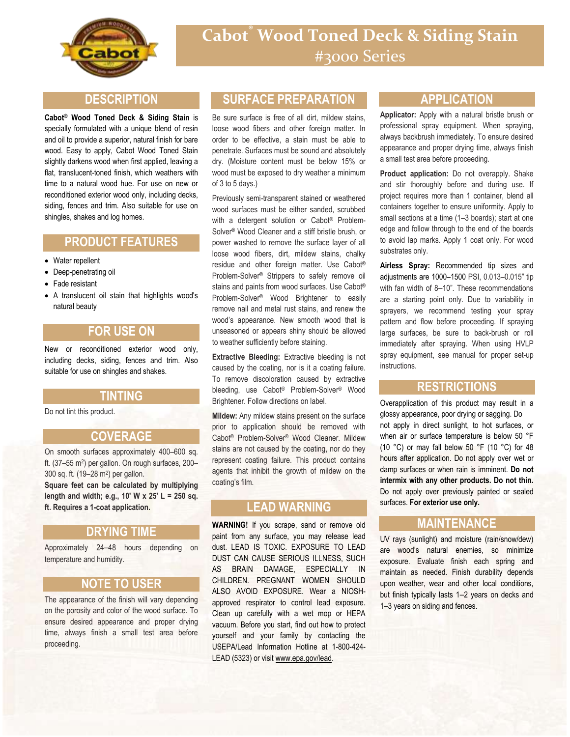# Cabot® Wood Toned Deck & Siding Stain
#3000 Series

## DESCRIPTION

**Cabot® Wood Toned Deck & Siding Stain** is specially formulated with a unique blend of resin and oil to provide a superior, natural finish for bare wood. Easy to apply, Cabot Wood Toned Stain slightly darkens wood when first applied, leaving a flat, translucent-toned finish, which weathers with time to a natural wood hue. For use on new or reconditioned exterior wood only, including decks, siding, fences and trim. Also suitable for use on shingles, shakes and log homes.

## PRODUCT FEATURES

- Water repellent
- Deep-penetrating oil
- Fade resistant
- A translucent oil stain that highlights wood's natural beauty

## FOR USE ON

New or reconditioned exterior wood only, including decks, siding, fences and trim. Also suitable for use on shingles and shakes.

## TINTING

Do not tint this product.

## COVERAGE

On smooth surfaces approximately 400–600 sq. ft. (37–55 m$^2$) per gallon. On rough surfaces, 200–300 sq. ft. (19–28 m$^2$) per gallon.

**Square feet can be calculated by multiplying length and width; e.g., 10' W x 25' L = 250 sq. ft. Requires a 1-coat application.**

## DRYING TIME

Approximately 24–48 hours depending on temperature and humidity.

## NOTE TO USER

The appearance of the finish will vary depending on the porosity and color of the wood surface. To ensure desired appearance and proper drying time, always finish a small test area before proceeding.

## SURFACE PREPARATION

Be sure surface is free of all dirt, mildew stains, loose wood fibers and other foreign matter. In order to be effective, a stain must be able to penetrate. Surfaces must be sound and absolutely dry. (Moisture content must be below 15% or wood must be exposed to dry weather a minimum of 3 to 5 days.)

Previously semi-transparent stained or weathered wood surfaces must be either sanded, scrubbed with a detergent solution or Cabot® Problem-Solver® Wood Cleaner and a stiff bristle brush, or power washed to remove the surface layer of all loose wood fibers, dirt, mildew stains, chalky residue and other foreign matter. Use Cabot® Problem-Solver® Strippers to safely remove oil stains and paints from wood surfaces. Use Cabot® Problem-Solver® Wood Brightener to easily remove nail and metal rust stains, and renew the wood's appearance. New smooth wood that is unseasoned or appears shiny should be allowed to weather sufficiently before staining.

**Extractive Bleeding:** Extractive bleeding is not caused by the coating, nor is it a coating failure. To remove discoloration caused by extractive bleeding, use Cabot® Problem-Solver® Wood Brightener. Follow directions on label.

**Mildew:** Any mildew stains present on the surface prior to application should be removed with Cabot® Problem-Solver® Wood Cleaner. Mildew stains are not caused by the coating, nor do they represent coating failure. This product contains agents that inhibit the growth of mildew on the coating's film.

## LEAD WARNING

**WARNING!** If you scrape, sand or remove old paint from any surface, you may release lead dust. LEAD IS TOXIC. EXPOSURE TO LEAD DUST CAN CAUSE SERIOUS ILLNESS, SUCH AS BRAIN DAMAGE, ESPECIALLY IN CHILDREN. PREGNANT WOMEN SHOULD ALSO AVOID EXPOSURE. Wear a NIOSH-approved respirator to control lead exposure. Clean up carefully with a wet mop or HEPA vacuum. Before you start, find out how to protect yourself and your family by contacting the USEPA/Lead Information Hotline at 1-800-424-LEAD (5323) or visit www.epa.gov/lead.

## APPLICATION

**Applicator:** Apply with a natural bristle brush or professional spray equipment. When spraying, always backbrush immediately. To ensure desired appearance and proper drying time, always finish a small test area before proceeding.

**Product application:** Do not overapply. Shake and stir thoroughly before and during use. If project requires more than 1 container, blend all containers together to ensure uniformity. Apply to small sections at a time (1–3 boards); start at one edge and follow through to the end of the boards to avoid lap marks. Apply 1 coat only. For wood substrates only.

**Airless Spray:** Recommended tip sizes and adjustments are 1000–1500 PSI, 0.013–0.015" tip with fan width of 8–10". These recommendations are a starting point only. Due to variability in sprayers, we recommend testing your spray pattern and flow before proceeding. If spraying large surfaces, be sure to back-brush or roll immediately after spraying. When using HVLP spray equipment, see manual for proper set-up instructions.

## RESTRICTIONS

Overapplication of this product may result in a glossy appearance, poor drying or sagging. Do not apply in direct sunlight, to hot surfaces, or when air or surface temperature is below 50 °F (10 °C) or may fall below 50 °F (10 °C) for 48 hours after application. Do not apply over wet or damp surfaces or when rain is imminent. **Do not intermix with any other products. Do not thin.** Do not apply over previously painted or sealed surfaces. **For exterior use only.**

## MAINTENANCE

UV rays (sunlight) and moisture (rain/snow/dew) are wood's natural enemies, so minimize exposure. Evaluate finish each spring and maintain as needed. Finish durability depends upon weather, wear and other local conditions, but finish typically lasts 1–2 years on decks and 1–3 years on siding and fences.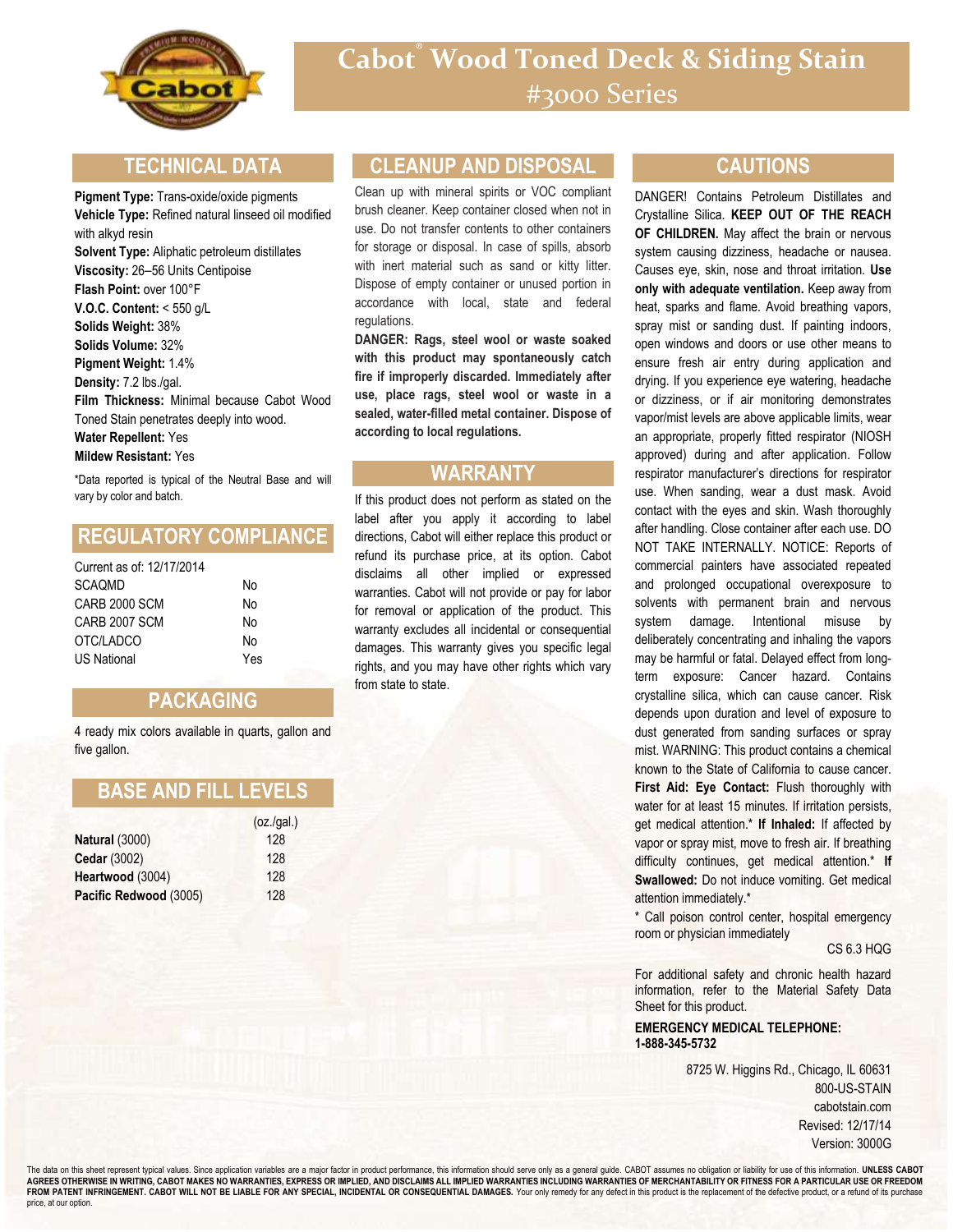# Cabot® Wood Toned Deck & Siding Stain
## #3000 Series

## TECHNICAL DATA

**Pigment Type:** Trans-oxide/oxide pigments
**Vehicle Type:** Refined natural linseed oil modified with alkyd resin
**Solvent Type:** Aliphatic petroleum distillates
**Viscosity:** 26–56 Units Centipoise
**Flash Point:** over 100°F
**V.O.C. Content:** < 550 g/L
**Solids Weight:** 38%
**Solids Volume:** 32%
**Pigment Weight:** 1.4%
**Density:** 7.2 lbs./gal.
**Film Thickness:** Minimal because Cabot Wood Toned Stain penetrates deeply into wood.
**Water Repellent:** Yes
**Mildew Resistant:** Yes

*Data reported is typical of the Neutral Base and will vary by color and batch.

## REGULATORY COMPLIANCE

| | |
|---|---|
| Current as of: 12/17/2014 | |
| SCAQMD | No |
| CARB 2000 SCM | No |
| CARB 2007 SCM | No |
| OTC/LADCO | No |
| US National | Yes |

## PACKAGING

4 ready mix colors available in quarts, gallon and five gallon.

## BASE AND FILL LEVELS

| | (oz./gal.) |
|---|---|
| **Natural** (3000) | 128 |
| **Cedar** (3002) | 128 |
| **Heartwood** (3004) | 128 |
| **Pacific Redwood** (3005) | 128 |

## CLEANUP AND DISPOSAL

Clean up with mineral spirits or VOC compliant brush cleaner. Keep container closed when not in use. Do not transfer contents to other containers for storage or disposal. In case of spills, absorb with inert material such as sand or kitty litter. Dispose of empty container or unused portion in accordance with local, state and federal regulations.

**DANGER: Rags, steel wool or waste soaked with this product may spontaneously catch fire if improperly discarded. Immediately after use, place rags, steel wool or waste in a sealed, water-filled metal container. Dispose of according to local regulations.**

## WARRANTY

If this product does not perform as stated on the label after you apply it according to label directions, Cabot will either replace this product or refund its purchase price, at its option. Cabot disclaims all other implied or expressed warranties. Cabot will not provide or pay for labor for removal or application of the product. This warranty excludes all incidental or consequential damages. This warranty gives you specific legal rights, and you may have other rights which vary from state to state.

## CAUTIONS

DANGER! Contains Petroleum Distillates and Crystalline Silica. **KEEP OUT OF THE REACH OF CHILDREN.** May affect the brain or nervous system causing dizziness, headache or nausea. Causes eye, skin, nose and throat irritation. **Use only with adequate ventilation.** Keep away from heat, sparks and flame. Avoid breathing vapors, spray mist or sanding dust. If painting indoors, open windows and doors or use other means to ensure fresh air entry during application and drying. If you experience eye watering, headache or dizziness, or if air monitoring demonstrates vapor/mist levels are above applicable limits, wear an appropriate, properly fitted respirator (NIOSH approved) during and after application. Follow respirator manufacturer's directions for respirator use. When sanding, wear a dust mask. Avoid contact with the eyes and skin. Wash thoroughly after handling. Close container after each use. DO NOT TAKE INTERNALLY. NOTICE: Reports of commercial painters have associated repeated and prolonged occupational overexposure to solvents with permanent brain and nervous system damage. Intentional misuse by deliberately concentrating and inhaling the vapors may be harmful or fatal. Delayed effect from long-term exposure: Cancer hazard. Contains crystalline silica, which can cause cancer. Risk depends upon duration and level of exposure to dust generated from sanding surfaces or spray mist. WARNING: This product contains a chemical known to the State of California to cause cancer. **First Aid: Eye Contact:** Flush thoroughly with water for at least 15 minutes. If irritation persists, get medical attention.* **If Inhaled:** If affected by vapor or spray mist, move to fresh air. If breathing difficulty continues, get medical attention.* **If Swallowed:** Do not induce vomiting. Get medical attention immediately.*

* Call poison control center, hospital emergency room or physician immediately

CS 6.3 HQG

For additional safety and chronic health hazard information, refer to the Material Safety Data Sheet for this product.

**EMERGENCY MEDICAL TELEPHONE: 1-888-345-5732**

8725 W. Higgins Rd., Chicago, IL 60631
800-US-STAIN
cabotstain.com
Revised: 12/17/14
Version: 3000G

The data on this sheet represent typical values. Since application variables are a major factor in product performance, this information should serve only as a general guide. CABOT assumes no obligation or liability for use of this information. **UNLESS CABOT AGREES OTHERWISE IN WRITING, CABOT MAKES NO WARRANTIES, EXPRESS OR IMPLIED, AND DISCLAIMS ALL IMPLIED WARRANTIES INCLUDING WARRANTIES OF MERCHANTABILITY OR FITNESS FOR A PARTICULAR USE OR FREEDOM FROM PATENT INFRINGEMENT. CABOT WILL NOT BE LIABLE FOR ANY SPECIAL, INCIDENTAL OR CONSEQUENTIAL DAMAGES.** Your only remedy for any defect in this product is the replacement of the defective product, or a refund of its purchase price, at our option.